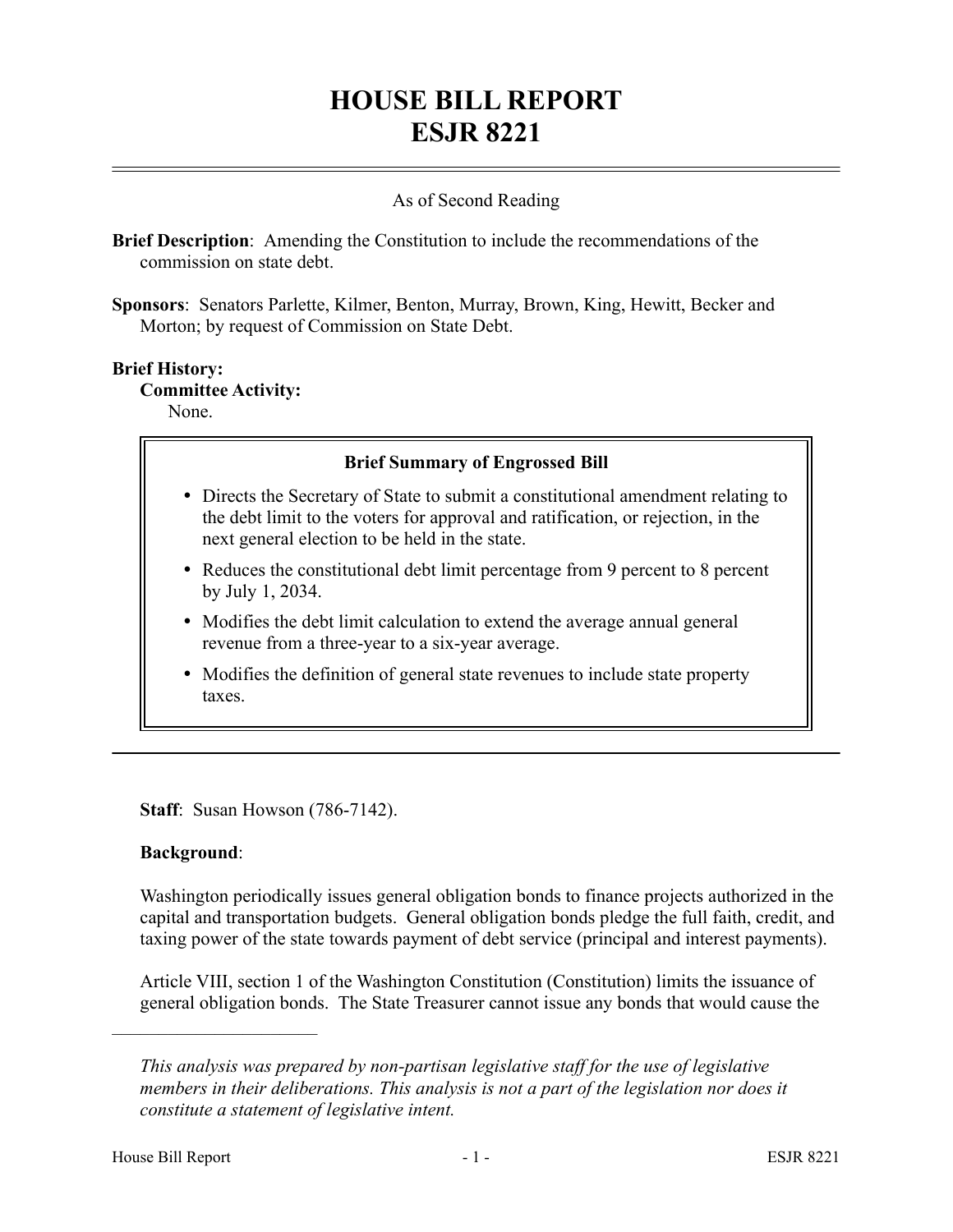# HOUSE BILL REPORT
# ESJR 8221

As of Second Reading

**Brief Description**: Amending the Constitution to include the recommendations of the commission on state debt.

**Sponsors**: Senators Parlette, Kilmer, Benton, Murray, Brown, King, Hewitt, Becker and Morton; by request of Commission on State Debt.

**Brief History:**

**Committee Activity:**

None.

> **Brief Summary of Engrossed Bill**
>
> - Directs the Secretary of State to submit a constitutional amendment relating to the debt limit to the voters for approval and ratification, or rejection, in the next general election to be held in the state.
> - Reduces the constitutional debt limit percentage from 9 percent to 8 percent by July 1, 2034.
> - Modifies the debt limit calculation to extend the average annual general revenue from a three-year to a six-year average.
> - Modifies the definition of general state revenues to include state property taxes.

---

**Staff**: Susan Howson (786-7142).

**Background**:

Washington periodically issues general obligation bonds to finance projects authorized in the capital and transportation budgets. General obligation bonds pledge the full faith, credit, and taxing power of the state towards payment of debt service (principal and interest payments).

Article VIII, section 1 of the Washington Constitution (Constitution) limits the issuance of general obligation bonds. The State Treasurer cannot issue any bonds that would cause the

---

*This analysis was prepared by non-partisan legislative staff for the use of legislative members in their deliberations. This analysis is not a part of the legislation nor does it constitute a statement of legislative intent.*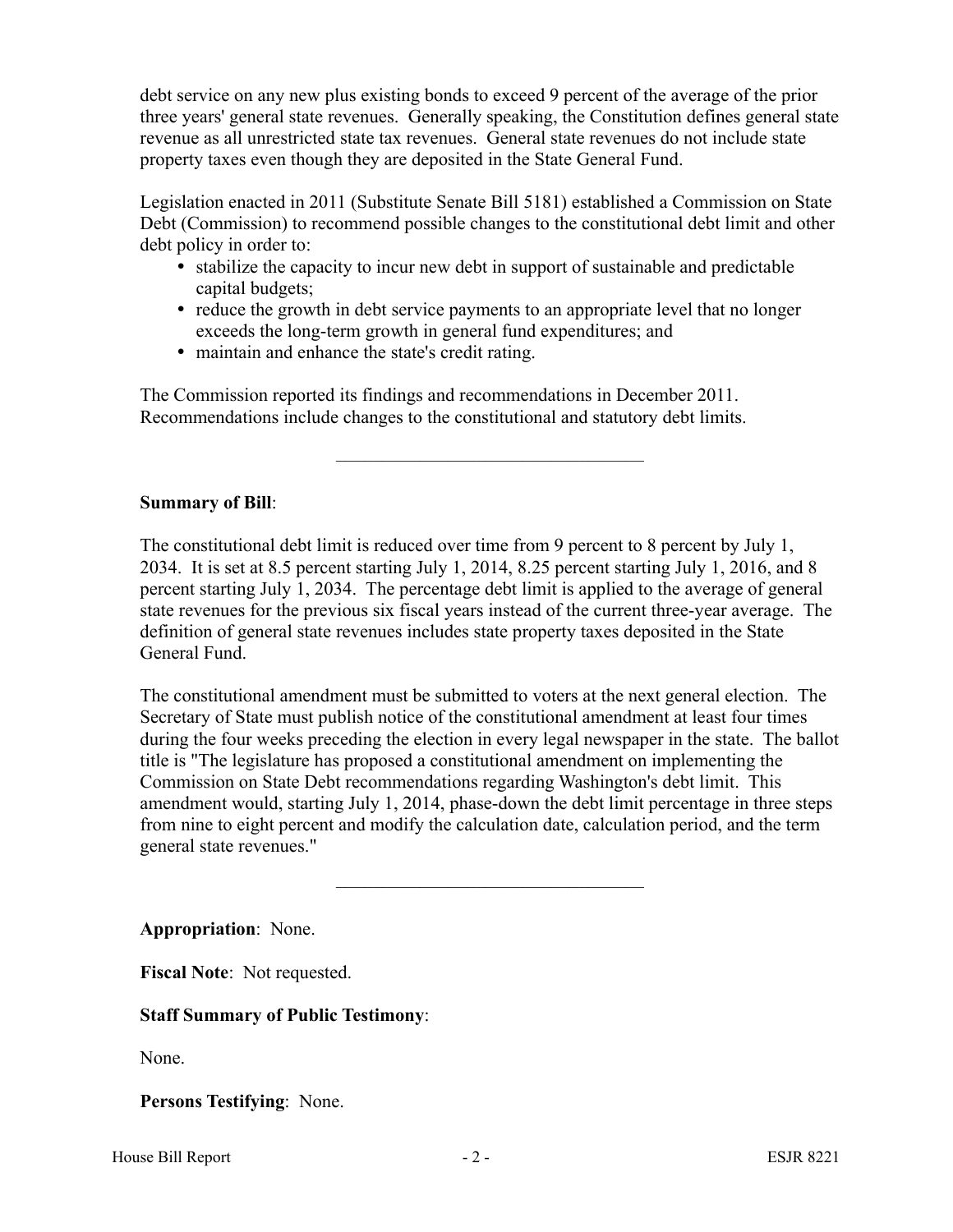debt service on any new plus existing bonds to exceed 9 percent of the average of the prior three years' general state revenues. Generally speaking, the Constitution defines general state revenue as all unrestricted state tax revenues. General state revenues do not include state property taxes even though they are deposited in the State General Fund.

Legislation enacted in 2011 (Substitute Senate Bill 5181) established a Commission on State Debt (Commission) to recommend possible changes to the constitutional debt limit and other debt policy in order to:

- stabilize the capacity to incur new debt in support of sustainable and predictable capital budgets;
- reduce the growth in debt service payments to an appropriate level that no longer exceeds the long-term growth in general fund expenditures; and
- maintain and enhance the state's credit rating.

The Commission reported its findings and recommendations in December 2011. Recommendations include changes to the constitutional and statutory debt limits.

---

**Summary of Bill**:

The constitutional debt limit is reduced over time from 9 percent to 8 percent by July 1, 2034. It is set at 8.5 percent starting July 1, 2014, 8.25 percent starting July 1, 2016, and 8 percent starting July 1, 2034. The percentage debt limit is applied to the average of general state revenues for the previous six fiscal years instead of the current three-year average. The definition of general state revenues includes state property taxes deposited in the State General Fund.

The constitutional amendment must be submitted to voters at the next general election. The Secretary of State must publish notice of the constitutional amendment at least four times during the four weeks preceding the election in every legal newspaper in the state. The ballot title is "The legislature has proposed a constitutional amendment on implementing the Commission on State Debt recommendations regarding Washington's debt limit. This amendment would, starting July 1, 2014, phase-down the debt limit percentage in three steps from nine to eight percent and modify the calculation date, calculation period, and the term general state revenues."

---

**Appropriation**: None.

**Fiscal Note**: Not requested.

**Staff Summary of Public Testimony**:

None.

**Persons Testifying**: None.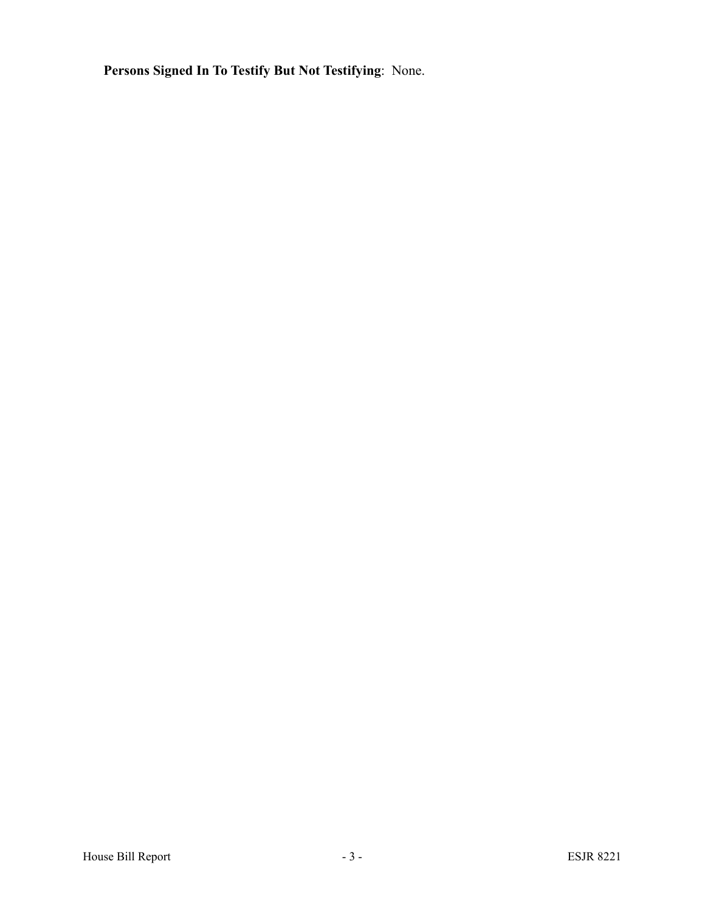**Persons Signed In To Testify But Not Testifying**: None.